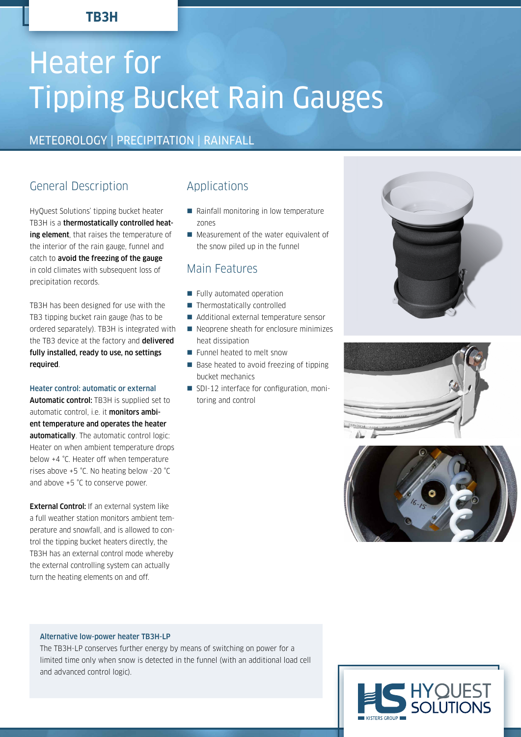TB3H

# Heater for Tipping Bucket Rain Gauges

METEOROLOGY | PRECIPITATION | RAINFALL

## General Description

HyQuest Solutions' tipping bucket heater TB3H is a **thermostatically controlled heating element**, that raises the temperature of the interior of the rain gauge, funnel and catch to **avoid the freezing of the gauge** in cold climates with subsequent loss of precipitation records.

TB3H has been designed for use with the TB3 tipping bucket rain gauge (has to be ordered separately). TB3H is integrated with the TB3 device at the factory and **delivered fully installed, ready to use, no settings required**.

### Heater control: automatic or external

**Automatic control:** TB3H is supplied set to automatic control, i.e. it **monitors ambient temperature and operates the heater automatically**. The automatic control logic: Heater on when ambient temperature drops below +4 °C. Heater off when temperature rises above +5 °C. No heating below -20 °C and above +5 °C to conserve power.

**External Control:** If an external system like a full weather station monitors ambient temperature and snowfall, and is allowed to control the tipping bucket heaters directly, the TB3H has an external control mode whereby the external controlling system can actually turn the heating elements on and off.

## Applications

- Rainfall monitoring in low temperature zones
- Measurement of the water equivalent of the snow piled up in the funnel

## Main Features

- Fully automated operation
- Thermostatically controlled
- Additional external temperature sensor
- Neoprene sheath for enclosure minimizes heat dissipation
- Funnel heated to melt snow
- Base heated to avoid freezing of tipping bucket mechanics
- SDI-12 interface for configuration, monitoring and control

### Alternative low-power heater TB3H-LP

The TB3H-LP conserves further energy by means of switching on power for a limited time only when snow is detected in the funnel (with an additional load cell and advanced control logic).

HYQUEST SOLUTIONS
KISTERS GROUP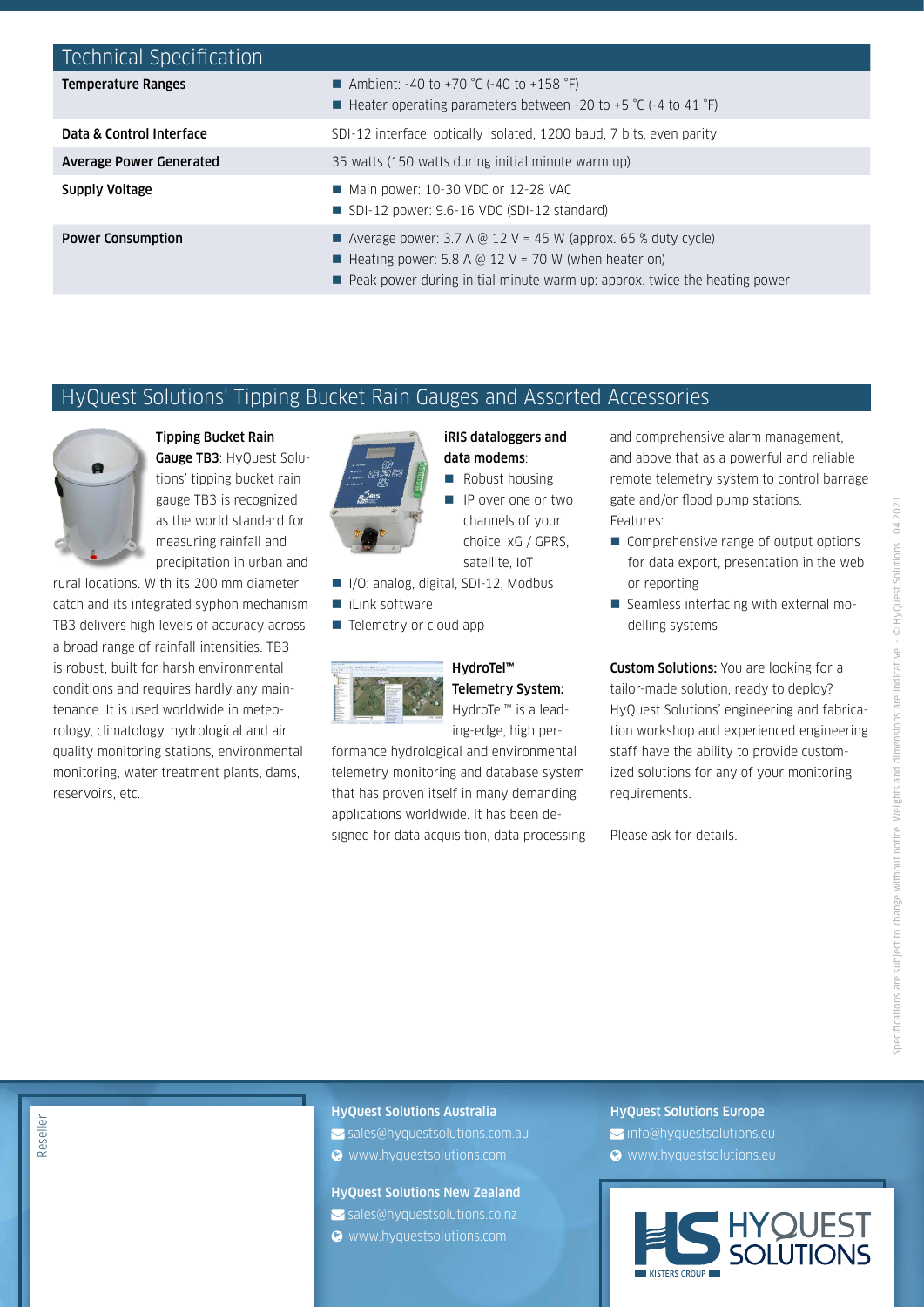## Technical Specification

| | |
|---|---|
| **Temperature Ranges** | ■ Ambient: -40 to +70 °C (-40 to +158 °F)<br>■ Heater operating parameters between -20 to +5 °C (-4 to 41 °F) |
| **Data & Control Interface** | SDI-12 interface: optically isolated, 1200 baud, 7 bits, even parity |
| **Average Power Generated** | 35 watts (150 watts during initial minute warm up) |
| **Supply Voltage** | ■ Main power: 10-30 VDC or 12-28 VAC<br>■ SDI-12 power: 9.6-16 VDC (SDI-12 standard) |
| **Power Consumption** | ■ Average power: 3.7 A @ 12 V = 45 W (approx. 65 % duty cycle)<br>■ Heating power: 5.8 A @ 12 V = 70 W (when heater on)<br>■ Peak power during initial minute warm up: approx. twice the heating power |

## HyQuest Solutions' Tipping Bucket Rain Gauges and Assorted Accessories

**Tipping Bucket Rain Gauge TB3**: HyQuest Solutions' tipping bucket rain gauge TB3 is recognized as the world standard for measuring rainfall and precipitation in urban and rural locations. With its 200 mm diameter catch and its integrated syphon mechanism TB3 delivers high levels of accuracy across a broad range of rainfall intensities. TB3 is robust, built for harsh environmental conditions and requires hardly any maintenance. It is used worldwide in meteorology, climatology, hydrological and air quality monitoring stations, environmental monitoring, water treatment plants, dams, reservoirs, etc.

**iRIS dataloggers and data modems**:

- Robust housing
- IP over one or two channels of your choice: xG / GPRS, satellite, IoT
- I/O: analog, digital, SDI-12, Modbus
- iLink software
- Telemetry or cloud app

**HydroTel™ Telemetry System:** HydroTel™ is a leading-edge, high performance hydrological and environmental telemetry monitoring and database system that has proven itself in many demanding applications worldwide. It has been designed for data acquisition, data processing and comprehensive alarm management, and above that as a powerful and reliable remote telemetry system to control barrage gate and/or flood pump stations.

Features:

- Comprehensive range of output options for data export, presentation in the web or reporting
- Seamless interfacing with external modelling systems

**Custom Solutions:** You are looking for a tailor-made solution, ready to deploy? HyQuest Solutions' engineering and fabrication workshop and experienced engineering staff have the ability to provide customized solutions for any of your monitoring requirements.

Please ask for details.

Specifications are subject to change without notice. Weights and dimensions are indicative. - © HyQuest Solutions | 04.2021

Reseller

**HyQuest Solutions Australia**
sales@hyquestsolutions.com.au
www.hyquestsolutions.com

**HyQuest Solutions New Zealand**
sales@hyquestsolutions.co.nz
www.hyquestsolutions.com

**HyQuest Solutions Europe**
info@hyquestsolutions.eu
www.hyquestsolutions.eu

HYQUEST SOLUTIONS
KISTERS GROUP